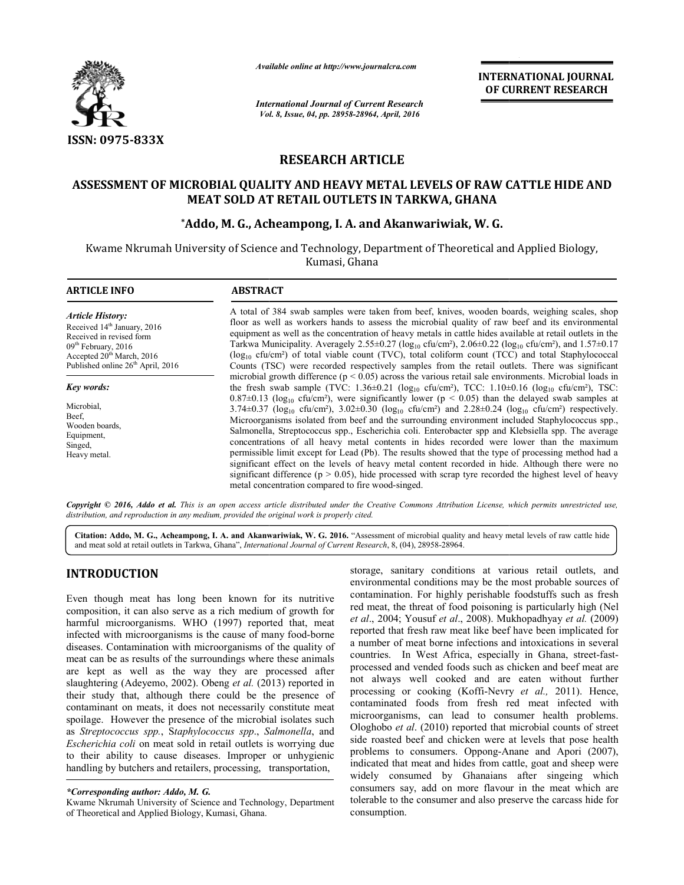ISSN: 0975-833X

*Available online at http://www.journalcra.com*

*International Journal of Current Research*
*Vol. 8, Issue, 04, pp. 28958-28964, April, 2016*

**INTERNATIONAL JOURNAL OF CURRENT RESEARCH**

## RESEARCH ARTICLE

# ASSESSMENT OF MICROBIAL QUALITY AND HEAVY METAL LEVELS OF RAW CATTLE HIDE AND MEAT SOLD AT RETAIL OUTLETS IN TARKWA, GHANA

**\*Addo, M. G., Acheampong, I. A. and Akanwariwiak, W. G.**

Kwame Nkrumah University of Science and Technology, Department of Theoretical and Applied Biology, Kumasi, Ghana

### ARTICLE INFO

*Article History:*
Received 14th January, 2016
Received in revised form 09th February, 2016
Accepted 20th March, 2016
Published online 26th April, 2016

*Key words:*
Microbial,
Beef,
Wooden boards,
Equipment,
Singed,
Heavy metal.

### ABSTRACT

A total of 384 swab samples were taken from beef, knives, wooden boards, weighing scales, shop floor as well as workers hands to assess the microbial quality of raw beef and its environmental equipment as well as the concentration of heavy metals in cattle hides available at retail outlets in the Tarkwa Municipality. Averagely 2.55±0.27 ($log_{10}$ cfu/cm²), 2.06±0.22 ($log_{10}$ cfu/cm²), and 1.57±0.17 ($log_{10}$ cfu/cm²) of total viable count (TVC), total coliform count (TCC) and total Staphylococcal Counts (TSC) were recorded respectively samples from the retail outlets. There was significant microbial growth difference ($p < 0.05$) across the various retail sale environments. Microbial loads in the fresh swab sample (TVC: 1.36±0.21 ($log_{10}$ cfu/cm²), TCC: 1.10±0.16 ($log_{10}$ cfu/cm²), TSC: 0.87±0.13 ($log_{10}$ cfu/cm²), were significantly lower ($p < 0.05$) than the delayed swab samples at 3.74±0.37 ($log_{10}$ cfu/cm²), 3.02±0.30 ($log_{10}$ cfu/cm²) and 2.28±0.24 ($log_{10}$ cfu/cm²) respectively. Microorganisms isolated from beef and the surrounding environment included Staphylococcus spp., Salmonella, Streptococcus spp., Escherichia coli. Enterobacter spp and Klebsiella spp. The average concentrations of all heavy metal contents in hides recorded were lower than the maximum permissible limit except for Lead (Pb). The results showed that the type of processing method had a significant effect on the levels of heavy metal content recorded in hide. Although there were no significant difference ($p > 0.05$), hide processed with scrap tyre recorded the highest level of heavy metal concentration compared to fire wood-singed.

*Copyright © 2016, Addo et al. This is an open access article distributed under the Creative Commons Attribution License, which permits unrestricted use, distribution, and reproduction in any medium, provided the original work is properly cited.*

**Citation: Addo, M. G., Acheampong, I. A. and Akanwariwiak, W. G. 2016.** "Assessment of microbial quality and heavy metal levels of raw cattle hide and meat sold at retail outlets in Tarkwa, Ghana", *International Journal of Current Research*, 8, (04), 28958-28964.

## INTRODUCTION

Even though meat has long been known for its nutritive composition, it can also serve as a rich medium of growth for harmful microorganisms. WHO (1997) reported that, meat infected with microorganisms is the cause of many food-borne diseases. Contamination with microorganisms of the quality of meat can be as results of the surroundings where these animals are kept as well as the way they are processed after slaughtering (Adeyemo, 2002). Obeng *et al.* (2013) reported in their study that, although there could be the presence of contaminant on meats, it does not necessarily constitute meat spoilage. However the presence of the microbial isolates such as *Streptococcus spp.*, *Staphylococcus spp*., *Salmonella*, and *Escherichia coli* on meat sold in retail outlets is worrying due to their ability to cause diseases. Improper or unhygienic handling by butchers and retailers, processing, transportation, storage, sanitary conditions at various retail outlets, and environmental conditions may be the most probable sources of contamination. For highly perishable foodstuffs such as fresh red meat, the threat of food poisoning is particularly high (Nel *et al*., 2004; Yousuf *et al*., 2008). Mukhopadhyay *et al.* (2009) reported that fresh raw meat like beef have been implicated for a number of meat borne infections and intoxications in several countries. In West Africa, especially in Ghana, street-fast-processed and vended foods such as chicken and beef meat are not always well cooked and are eaten without further processing or cooking (Koffi-Nevry *et al.,* 2011). Hence, contaminated foods from fresh red meat infected with microorganisms, can lead to consumer health problems. Ologhobo *et al*. (2010) reported that microbial counts of street side roasted beef and chicken were at levels that pose health problems to consumers. Oppong-Anane and Apori (2007), indicated that meat and hides from cattle, goat and sheep were widely consumed by Ghanaians after singeing which consumers say, add on more flavour in the meat which are tolerable to the consumer and also preserve the carcass hide for consumption.

*\*Corresponding author: Addo, M. G.*
Kwame Nkrumah University of Science and Technology, Department of Theoretical and Applied Biology, Kumasi, Ghana.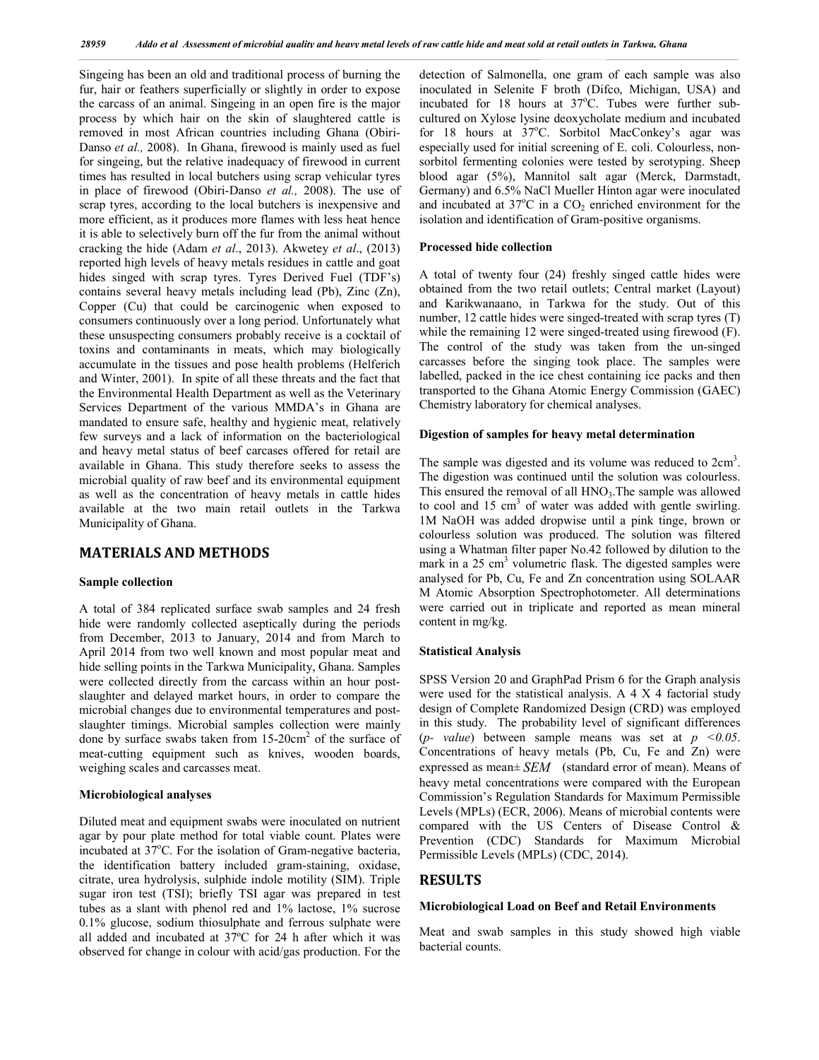Singeing has been an old and traditional process of burning the fur, hair or feathers superficially or slightly in order to expose the carcass of an animal. Singeing in an open fire is the major process by which hair on the skin of slaughtered cattle is removed in most African countries including Ghana (Obiri-Danso *et al.,* 2008). In Ghana, firewood is mainly used as fuel for singeing, but the relative inadequacy of firewood in current times has resulted in local butchers using scrap vehicular tyres in place of firewood (Obiri-Danso *et al.,* 2008). The use of scrap tyres, according to the local butchers is inexpensive and more efficient, as it produces more flames with less heat hence it is able to selectively burn off the fur from the animal without cracking the hide (Adam *et al*., 2013). Akwetey *et al*., (2013) reported high levels of heavy metals residues in cattle and goat hides singed with scrap tyres. Tyres Derived Fuel (TDF's) contains several heavy metals including lead (Pb), Zinc (Zn), Copper (Cu) that could be carcinogenic when exposed to consumers continuously over a long period. Unfortunately what these unsuspecting consumers probably receive is a cocktail of toxins and contaminants in meats, which may biologically accumulate in the tissues and pose health problems (Helferich and Winter, 2001). In spite of all these threats and the fact that the Environmental Health Department as well as the Veterinary Services Department of the various MMDA's in Ghana are mandated to ensure safe, healthy and hygienic meat, relatively few surveys and a lack of information on the bacteriological and heavy metal status of beef carcases offered for retail are available in Ghana. This study therefore seeks to assess the microbial quality of raw beef and its environmental equipment as well as the concentration of heavy metals in cattle hides available at the two main retail outlets in the Tarkwa Municipality of Ghana.

## MATERIALS AND METHODS

### Sample collection

A total of 384 replicated surface swab samples and 24 fresh hide were randomly collected aseptically during the periods from December, 2013 to January, 2014 and from March to April 2014 from two well known and most popular meat and hide selling points in the Tarkwa Municipality, Ghana. Samples were collected directly from the carcass within an hour post-slaughter and delayed market hours, in order to compare the microbial changes due to environmental temperatures and post-slaughter timings. Microbial samples collection were mainly done by surface swabs taken from 15-20cm$^2$ of the surface of meat-cutting equipment such as knives, wooden boards, weighing scales and carcasses meat.

### Microbiological analyses

Diluted meat and equipment swabs were inoculated on nutrient agar by pour plate method for total viable count. Plates were incubated at 37$^o$C. For the isolation of Gram-negative bacteria, the identification battery included gram-staining, oxidase, citrate, urea hydrolysis, sulphide indole motility (SIM). Triple sugar iron test (TSI); briefly TSI agar was prepared in test tubes as a slant with phenol red and 1% lactose, 1% sucrose 0.1% glucose, sodium thiosulphate and ferrous sulphate were all added and incubated at 37ºC for 24 h after which it was observed for change in colour with acid/gas production. For the detection of Salmonella, one gram of each sample was also inoculated in Selenite F broth (Difco, Michigan, USA) and incubated for 18 hours at 37$^o$C. Tubes were further sub-cultured on Xylose lysine deoxycholate medium and incubated for 18 hours at 37$^o$C. Sorbitol MacConkey's agar was especially used for initial screening of E. coli. Colourless, non-sorbitol fermenting colonies were tested by serotyping. Sheep blood agar (5%), Mannitol salt agar (Merck, Darmstadt, Germany) and 6.5% NaCl Mueller Hinton agar were inoculated and incubated at 37$^o$C in a $CO_2$ enriched environment for the isolation and identification of Gram-positive organisms.

### Processed hide collection

A total of twenty four (24) freshly singed cattle hides were obtained from the two retail outlets; Central market (Layout) and Karikwanaano, in Tarkwa for the study. Out of this number, 12 cattle hides were singed-treated with scrap tyres (T) while the remaining 12 were singed-treated using firewood (F). The control of the study was taken from the un-singed carcasses before the singing took place. The samples were labelled, packed in the ice chest containing ice packs and then transported to the Ghana Atomic Energy Commission (GAEC) Chemistry laboratory for chemical analyses.

### Digestion of samples for heavy metal determination

The sample was digested and its volume was reduced to 2cm$^3$. The digestion was continued until the solution was colourless. This ensured the removal of all $HNO_3$.The sample was allowed to cool and 15 cm$^3$ of water was added with gentle swirling. 1M NaOH was added dropwise until a pink tinge, brown or colourless solution was produced. The solution was filtered using a Whatman filter paper No.42 followed by dilution to the mark in a 25 cm$^3$ volumetric flask. The digested samples were analysed for Pb, Cu, Fe and Zn concentration using SOLAAR M Atomic Absorption Spectrophotometer. All determinations were carried out in triplicate and reported as mean mineral content in mg/kg.

### Statistical Analysis

SPSS Version 20 and GraphPad Prism 6 for the Graph analysis were used for the statistical analysis. A 4 X 4 factorial study design of Complete Randomized Design (CRD) was employed in this study. The probability level of significant differences (*p- value*) between sample means was set at $p < 0.05$. Concentrations of heavy metals (Pb, Cu, Fe and Zn) were expressed as mean$\pm SEM$ (standard error of mean). Means of heavy metal concentrations were compared with the European Commission's Regulation Standards for Maximum Permissible Levels (MPLs) (ECR, 2006). Means of microbial contents were compared with the US Centers of Disease Control & Prevention (CDC) Standards for Maximum Microbial Permissible Levels (MPLs) (CDC, 2014).

## RESULTS

### Microbiological Load on Beef and Retail Environments

Meat and swab samples in this study showed high viable bacterial counts.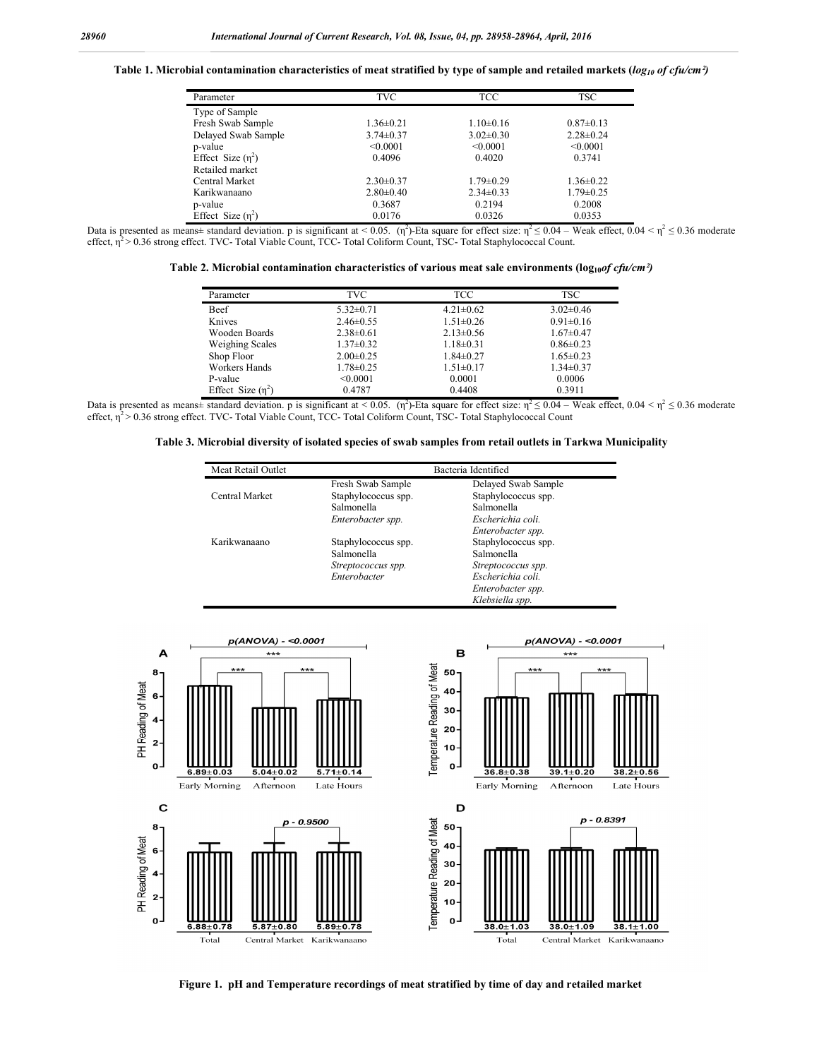**Table 1. Microbial contamination characteristics of meat stratified by type of sample and retailed markets ($log_{10}$ *of cfu/cm²*)**

| Parameter | TVC | TCC | TSC |
|---|---|---|---|
| Type of Sample | | | |
| Fresh Swab Sample | 1.36±0.21 | 1.10±0.16 | 0.87±0.13 |
| Delayed Swab Sample | 3.74±0.37 | 3.02±0.30 | 2.28±0.24 |
| p-value | <0.0001 | <0.0001 | <0.0001 |
| Effect Size ($\eta^2$) | 0.4096 | 0.4020 | 0.3741 |
| Retailed market | | | |
| Central Market | 2.30±0.37 | 1.79±0.29 | 1.36±0.22 |
| Karikwanaano | 2.80±0.40 | 2.34±0.33 | 1.79±0.25 |
| p-value | 0.3687 | 0.2194 | 0.2008 |
| Effect Size ($\eta^2$) | 0.0176 | 0.0326 | 0.0353 |

Data is presented as means± standard deviation. p is significant at < 0.05. ($\eta^2$)-Eta square for effect size: $\eta^2 \leq 0.04$ – Weak effect, $0.04 < \eta^2 \leq 0.36$ moderate effect, $\eta^2 > 0.36$ strong effect. TVC- Total Viable Count, TCC- Total Coliform Count, TSC- Total Staphylococcal Count.

**Table 2. Microbial contamination characteristics of various meat sale environments ($log_{10}$*of cfu/cm²*)**

| Parameter | TVC | TCC | TSC |
|---|---|---|---|
| Beef | 5.32±0.71 | 4.21±0.62 | 3.02±0.46 |
| Knives | 2.46±0.55 | 1.51±0.26 | 0.91±0.16 |
| Wooden Boards | 2.38±0.61 | 2.13±0.56 | 1.67±0.47 |
| Weighing Scales | 1.37±0.32 | 1.18±0.31 | 0.86±0.23 |
| Shop Floor | 2.00±0.25 | 1.84±0.27 | 1.65±0.23 |
| Workers Hands | 1.78±0.25 | 1.51±0.17 | 1.34±0.37 |
| P-value | <0.0001 | 0.0001 | 0.0006 |
| Effect Size ($\eta^2$) | 0.4787 | 0.4408 | 0.3911 |

Data is presented as means± standard deviation. p is significant at < 0.05. ($\eta^2$)-Eta square for effect size: $\eta^2 \leq 0.04$ – Weak effect, $0.04 < \eta^2 \leq 0.36$ moderate effect, $\eta^2 > 0.36$ strong effect. TVC- Total Viable Count, TCC- Total Coliform Count, TSC- Total Staphylococcal Count

**Table 3. Microbial diversity of isolated species of swab samples from retail outlets in Tarkwa Municipality**

| Meat Retail Outlet | Bacteria Identified | |
|---|---|---|
| | Fresh Swab Sample | Delayed Swab Sample |
| Central Market | Staphylococcus spp. | Staphylococcus spp. |
| | Salmonella | Salmonella |
| | *Enterobacter spp.* | *Escherichia coli.* |
| | | *Enterobacter spp.* |
| Karikwanaano | Staphylococcus spp. | Staphylococcus spp. |
| | Salmonella | Salmonella |
| | *Streptococcus spp.* | *Streptococcus spp.* |
| | *Enterobacter* | *Escherichia coli.* |
| | | *Enterobacter spp.* |
| | | *Klebsiella spp.* |

**Figure 1. pH and Temperature recordings of meat stratified by time of day and retailed market**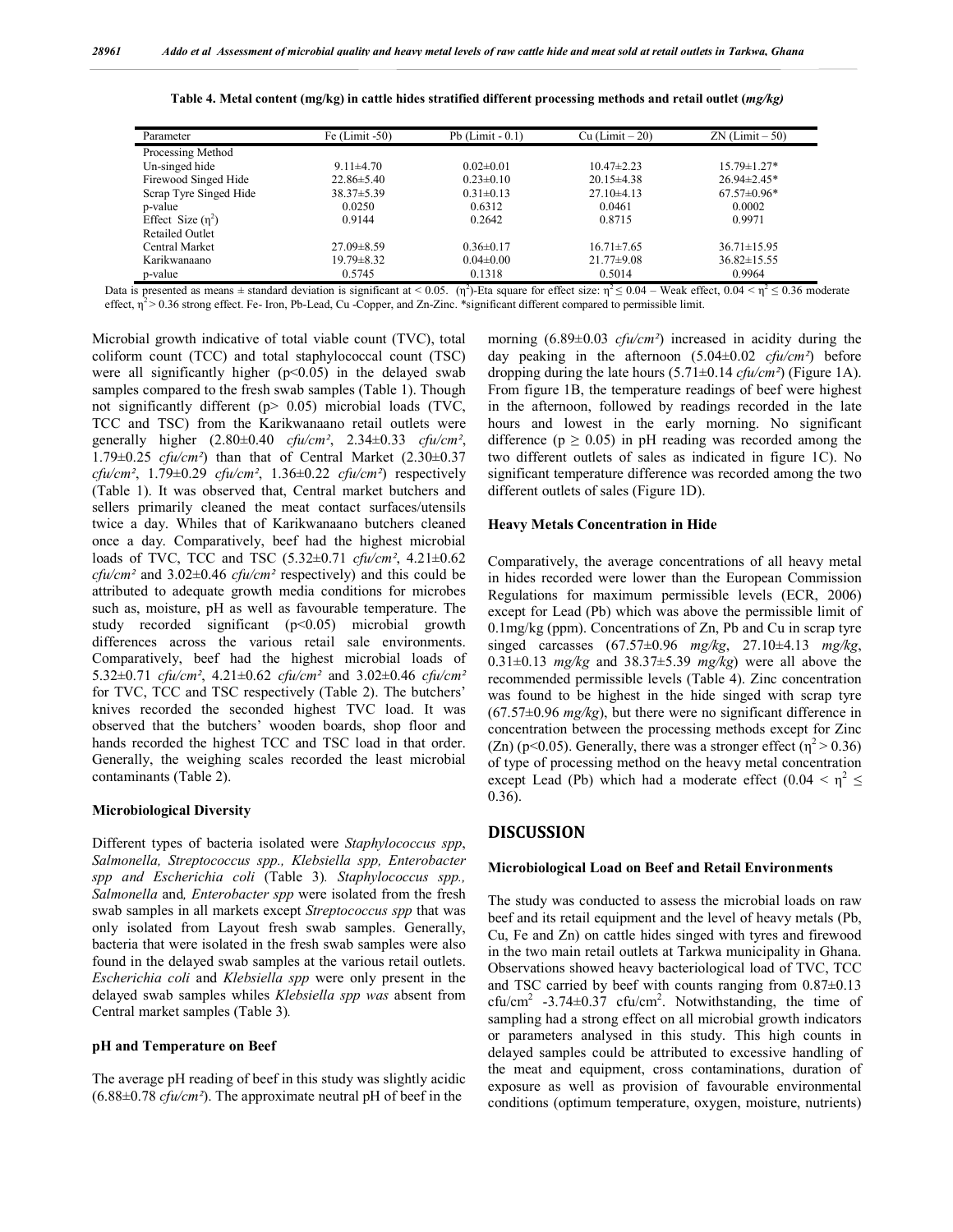**Table 4. Metal content (mg/kg) in cattle hides stratified different processing methods and retail outlet (*mg/kg)***

| Parameter | Fe (Limit -50) | Pb (Limit - 0.1) | Cu (Limit – 20) | ZN (Limit – 50) |
|---|---|---|---|---|
| Processing Method | | | | |
| Un-singed hide | 9.11±4.70 | 0.02±0.01 | 10.47±2.23 | 15.79±1.27* |
| Firewood Singed Hide | 22.86±5.40 | 0.23±0.10 | 20.15±4.38 | 26.94±2.45* |
| Scrap Tyre Singed Hide | 38.37±5.39 | 0.31±0.13 | 27.10±4.13 | 67.57±0.96* |
| p-value | 0.0250 | 0.6312 | 0.0461 | 0.0002 |
| Effect Size ($\eta^2$) | 0.9144 | 0.2642 | 0.8715 | 0.9971 |
| Retailed Outlet | | | | |
| Central Market | 27.09±8.59 | 0.36±0.17 | 16.71±7.65 | 36.71±15.95 |
| Karikwanaano | 19.79±8.32 | 0.04±0.00 | 21.77±9.08 | 36.82±15.55 |
| p-value | 0.5745 | 0.1318 | 0.5014 | 0.9964 |

Data is presented as means ± standard deviation is significant at < 0.05. ($\eta^2$)-Eta square for effect size: $\eta^2 \leq 0.04$ – Weak effect, $0.04 < \eta^2 \leq 0.36$ moderate effect, $\eta^2 > 0.36$ strong effect. Fe- Iron, Pb-Lead, Cu -Copper, and Zn-Zinc. *significant different compared to permissible limit.

Microbial growth indicative of total viable count (TVC), total coliform count (TCC) and total staphylococcal count (TSC) were all significantly higher ($p<0.05$) in the delayed swab samples compared to the fresh swab samples (Table 1). Though not significantly different ($p> 0.05$) microbial loads (TVC, TCC and TSC) from the Karikwanaano retail outlets were generally higher (2.80±0.40 *cfu/cm²*, 2.34±0.33 *cfu/cm²*, 1.79±0.25 *cfu/cm²*) than that of Central Market (2.30±0.37 *cfu/cm²*, 1.79±0.29 *cfu/cm²*, 1.36±0.22 *cfu/cm²*) respectively (Table 1). It was observed that, Central market butchers and sellers primarily cleaned the meat contact surfaces/utensils twice a day. Whiles that of Karikwanaano butchers cleaned once a day. Comparatively, beef had the highest microbial loads of TVC, TCC and TSC (5.32±0.71 *cfu/cm²*, 4.21±0.62 *cfu/cm²* and 3.02±0.46 *cfu/cm²* respectively) and this could be attributed to adequate growth media conditions for microbes such as, moisture, pH as well as favourable temperature. The study recorded significant ($p<0.05$) microbial growth differences across the various retail sale environments. Comparatively, beef had the highest microbial loads of 5.32±0.71 *cfu/cm²*, 4.21±0.62 *cfu/cm²* and 3.02±0.46 *cfu/cm²* for TVC, TCC and TSC respectively (Table 2). The butchers' knives recorded the seconded highest TVC load. It was observed that the butchers' wooden boards, shop floor and hands recorded the highest TCC and TSC load in that order. Generally, the weighing scales recorded the least microbial contaminants (Table 2).

### Microbiological Diversity

Different types of bacteria isolated were *Staphylococcus spp*, *Salmonella, Streptococcus spp., Klebsiella spp, Enterobacter spp and Escherichia coli* (Table 3). *Staphylococcus spp., Salmonella* and*, Enterobacter spp* were isolated from the fresh swab samples in all markets except *Streptococcus spp* that was only isolated from Layout fresh swab samples. Generally, bacteria that were isolated in the fresh swab samples were also found in the delayed swab samples at the various retail outlets. *Escherichia coli* and *Klebsiella spp* were only present in the delayed swab samples whiles *Klebsiella spp was* absent from Central market samples (Table 3)*.*

### pH and Temperature on Beef

The average pH reading of beef in this study was slightly acidic (6.88±0.78 *cfu/cm²*). The approximate neutral pH of beef in the morning (6.89±0.03 *cfu/cm²*) increased in acidity during the day peaking in the afternoon (5.04±0.02 *cfu/cm²*) before dropping during the late hours (5.71±0.14 *cfu/cm²*) (Figure 1A). From figure 1B, the temperature readings of beef were highest in the afternoon, followed by readings recorded in the late hours and lowest in the early morning. No significant difference ($p \geq 0.05$) in pH reading was recorded among the two different outlets of sales as indicated in figure 1C). No significant temperature difference was recorded among the two different outlets of sales (Figure 1D).

### Heavy Metals Concentration in Hide

Comparatively, the average concentrations of all heavy metal in hides recorded were lower than the European Commission Regulations for maximum permissible levels (ECR, 2006) except for Lead (Pb) which was above the permissible limit of 0.1mg/kg (ppm). Concentrations of Zn, Pb and Cu in scrap tyre singed carcasses (67.57±0.96 *mg/kg*, 27.10±4.13 *mg/kg*, 0.31±0.13 *mg/kg* and 38.37±5.39 *mg/kg*) were all above the recommended permissible levels (Table 4). Zinc concentration was found to be highest in the hide singed with scrap tyre (67.57±0.96 *mg/kg*), but there were no significant difference in concentration between the processing methods except for Zinc (Zn) ($p<0.05$). Generally, there was a stronger effect ($\eta^2 > 0.36$) of type of processing method on the heavy metal concentration except Lead (Pb) which had a moderate effect ($0.04 < \eta^2 \leq 0.36$).

## DISCUSSION

### Microbiological Load on Beef and Retail Environments

The study was conducted to assess the microbial loads on raw beef and its retail equipment and the level of heavy metals (Pb, Cu, Fe and Zn) on cattle hides singed with tyres and firewood in the two main retail outlets at Tarkwa municipality in Ghana. Observations showed heavy bacteriological load of TVC, TCC and TSC carried by beef with counts ranging from 0.87±0.13 cfu/cm$^2$ -3.74±0.37 cfu/cm$^2$. Notwithstanding, the time of sampling had a strong effect on all microbial growth indicators or parameters analysed in this study. This high counts in delayed samples could be attributed to excessive handling of the meat and equipment, cross contaminations, duration of exposure as well as provision of favourable environmental conditions (optimum temperature, oxygen, moisture, nutrients)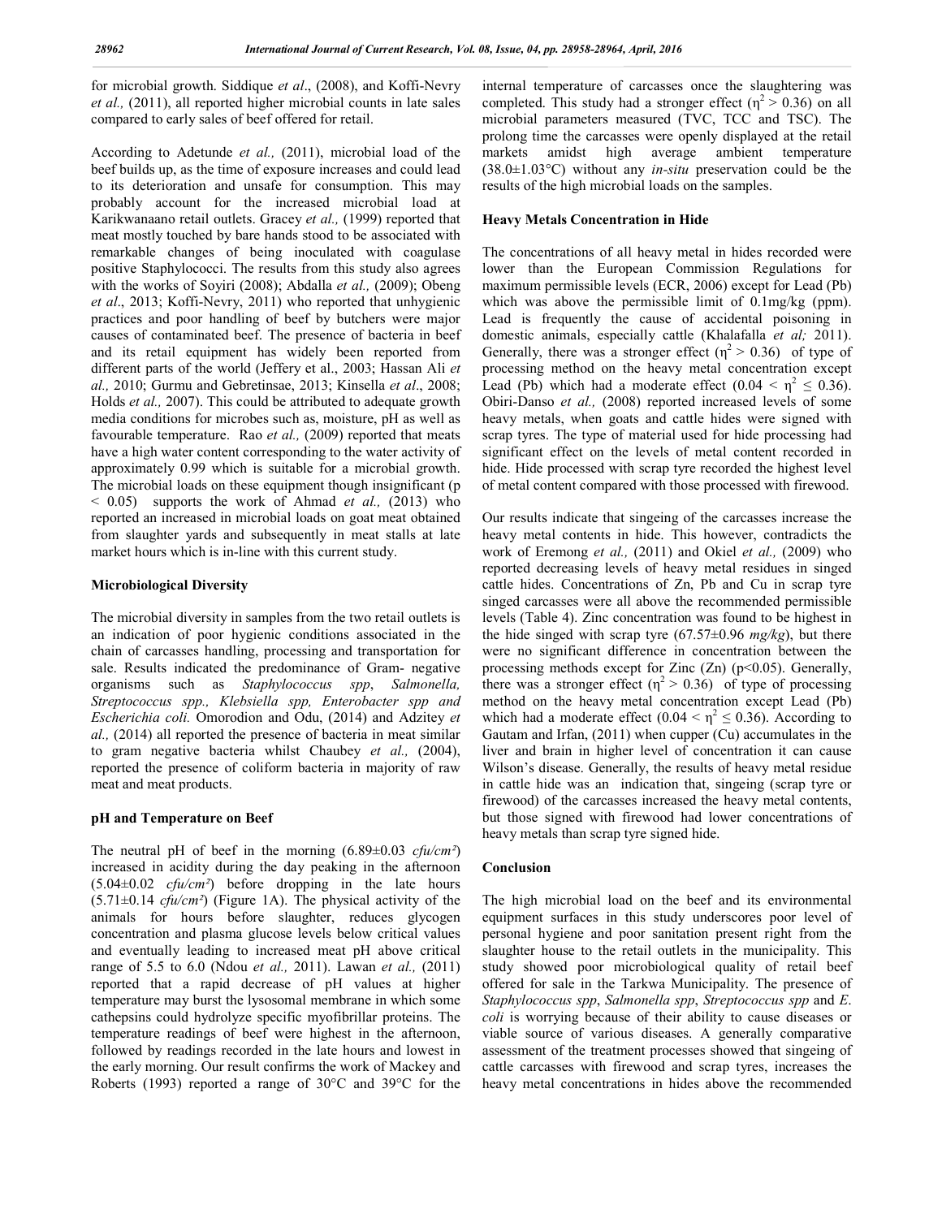for microbial growth. Siddique *et al*., (2008), and Koffi-Nevry *et al.,* (2011), all reported higher microbial counts in late sales compared to early sales of beef offered for retail.

According to Adetunde *et al.,* (2011), microbial load of the beef builds up, as the time of exposure increases and could lead to its deterioration and unsafe for consumption. This may probably account for the increased microbial load at Karikwanaano retail outlets. Gracey *et al.,* (1999) reported that meat mostly touched by bare hands stood to be associated with remarkable changes of being inoculated with coagulase positive Staphylococci. The results from this study also agrees with the works of Soyiri (2008); Abdalla *et al.,* (2009); Obeng *et al*., 2013; Koffi-Nevry, 2011) who reported that unhygienic practices and poor handling of beef by butchers were major causes of contaminated beef. The presence of bacteria in beef and its retail equipment has widely been reported from different parts of the world (Jeffery et al., 2003; Hassan Ali *et al.,* 2010; Gurmu and Gebretinsae, 2013; Kinsella *et al*., 2008; Holds *et al.,* 2007). This could be attributed to adequate growth media conditions for microbes such as, moisture, pH as well as favourable temperature. Rao *et al.,* (2009) reported that meats have a high water content corresponding to the water activity of approximately 0.99 which is suitable for a microbial growth. The microbial loads on these equipment though insignificant ($p < 0.05$) supports the work of Ahmad *et al.,* (2013) who reported an increased in microbial loads on goat meat obtained from slaughter yards and subsequently in meat stalls at late market hours which is in-line with this current study.

### Microbiological Diversity

The microbial diversity in samples from the two retail outlets is an indication of poor hygienic conditions associated in the chain of carcasses handling, processing and transportation for sale. Results indicated the predominance of Gram- negative organisms such as *Staphylococcus spp*, *Salmonella, Streptococcus spp., Klebsiella spp, Enterobacter spp and Escherichia coli.* Omorodion and Odu, (2014) and Adzitey *et al.,* (2014) all reported the presence of bacteria in meat similar to gram negative bacteria whilst Chaubey *et al.,* (2004), reported the presence of coliform bacteria in majority of raw meat and meat products.

### pH and Temperature on Beef

The neutral pH of beef in the morning (6.89±0.03 *cfu/cm²*) increased in acidity during the day peaking in the afternoon (5.04±0.02 *cfu/cm²*) before dropping in the late hours (5.71±0.14 *cfu/cm²*) (Figure 1A). The physical activity of the animals for hours before slaughter, reduces glycogen concentration and plasma glucose levels below critical values and eventually leading to increased meat pH above critical range of 5.5 to 6.0 (Ndou *et al.,* 2011). Lawan *et al.,* (2011) reported that a rapid decrease of pH values at higher temperature may burst the lysosomal membrane in which some cathepsins could hydrolyze specific myofibrillar proteins. The temperature readings of beef were highest in the afternoon, followed by readings recorded in the late hours and lowest in the early morning. Our result confirms the work of Mackey and Roberts (1993) reported a range of 30°C and 39°C for the internal temperature of carcasses once the slaughtering was completed. This study had a stronger effect ($\eta^2 > 0.36$) on all microbial parameters measured (TVC, TCC and TSC). The prolong time the carcasses were openly displayed at the retail markets amidst high average ambient temperature (38.0±1.03°C) without any *in-situ* preservation could be the results of the high microbial loads on the samples.

### Heavy Metals Concentration in Hide

The concentrations of all heavy metal in hides recorded were lower than the European Commission Regulations for maximum permissible levels (ECR, 2006) except for Lead (Pb) which was above the permissible limit of 0.1mg/kg (ppm). Lead is frequently the cause of accidental poisoning in domestic animals, especially cattle (Khalafalla *et al;* 2011). Generally, there was a stronger effect ($\eta^2 > 0.36$) of type of processing method on the heavy metal concentration except Lead (Pb) which had a moderate effect ($0.04 < \eta^2 \leq 0.36$). Obiri-Danso *et al.,* (2008) reported increased levels of some heavy metals, when goats and cattle hides were signed with scrap tyres. The type of material used for hide processing had significant effect on the levels of metal content recorded in hide. Hide processed with scrap tyre recorded the highest level of metal content compared with those processed with firewood.

Our results indicate that singeing of the carcasses increase the heavy metal contents in hide. This however, contradicts the work of Eremong *et al.,* (2011) and Okiel *et al.,* (2009) who reported decreasing levels of heavy metal residues in singed cattle hides. Concentrations of Zn, Pb and Cu in scrap tyre singed carcasses were all above the recommended permissible levels (Table 4). Zinc concentration was found to be highest in the hide singed with scrap tyre (67.57±0.96 *mg/kg*), but there were no significant difference in concentration between the processing methods except for Zinc (Zn) ($p<0.05$). Generally, there was a stronger effect ($\eta^2 > 0.36$) of type of processing method on the heavy metal concentration except Lead (Pb) which had a moderate effect ($0.04 < \eta^2 \leq 0.36$). According to Gautam and Irfan, (2011) when cupper (Cu) accumulates in the liver and brain in higher level of concentration it can cause Wilson's disease. Generally, the results of heavy metal residue in cattle hide was an indication that, singeing (scrap tyre or firewood) of the carcasses increased the heavy metal contents, but those signed with firewood had lower concentrations of heavy metals than scrap tyre signed hide.

### Conclusion

The high microbial load on the beef and its environmental equipment surfaces in this study underscores poor level of personal hygiene and poor sanitation present right from the slaughter house to the retail outlets in the municipality. This study showed poor microbiological quality of retail beef offered for sale in the Tarkwa Municipality. The presence of *Staphylococcus spp*, *Salmonella spp*, *Streptococcus spp* and *E. coli* is worrying because of their ability to cause diseases or viable source of various diseases. A generally comparative assessment of the treatment processes showed that singeing of cattle carcasses with firewood and scrap tyres, increases the heavy metal concentrations in hides above the recommended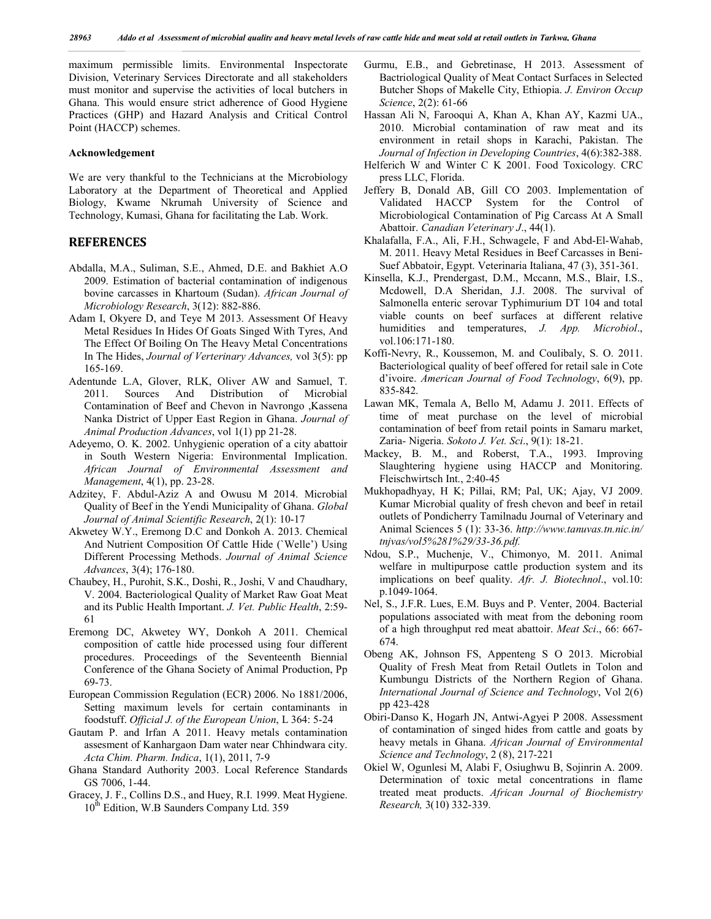maximum permissible limits. Environmental Inspectorate Division, Veterinary Services Directorate and all stakeholders must monitor and supervise the activities of local butchers in Ghana. This would ensure strict adherence of Good Hygiene Practices (GHP) and Hazard Analysis and Critical Control Point (HACCP) schemes.

### Acknowledgement

We are very thankful to the Technicians at the Microbiology Laboratory at the Department of Theoretical and Applied Biology, Kwame Nkrumah University of Science and Technology, Kumasi, Ghana for facilitating the Lab. Work.

## REFERENCES

- Abdalla, M.A., Suliman, S.E., Ahmed, D.E. and Bakhiet A.O 2009. Estimation of bacterial contamination of indigenous bovine carcasses in Khartoum (Sudan). *African Journal of Microbiology Research*, 3(12): 882-886.
- Adam I, Okyere D, and Teye M 2013. Assessment Of Heavy Metal Residues In Hides Of Goats Singed With Tyres, And The Effect Of Boiling On The Heavy Metal Concentrations In The Hides, *Journal of Verterinary Advances,* vol 3(5): pp 165-169.
- Adentunde L.A, Glover, RLK, Oliver AW and Samuel, T. 2011. Sources And Distribution of Microbial Contamination of Beef and Chevon in Navrongo ,Kassena Nanka District of Upper East Region in Ghana. *Journal of Animal Production Advances*, vol 1(1) pp 21-28.
- Adeyemo, O. K. 2002. Unhygienic operation of a city abattoir in South Western Nigeria: Environmental Implication. *African Journal of Environmental Assessment and Management*, 4(1), pp. 23-28.
- Adzitey, F. Abdul-Aziz A and Owusu M 2014. Microbial Quality of Beef in the Yendi Municipality of Ghana. *Global Journal of Animal Scientific Research*, 2(1): 10-17
- Akwetey W.Y., Eremong D.C and Donkoh A. 2013. Chemical And Nutrient Composition Of Cattle Hide (`Welle') Using Different Processing Methods. *Journal of Animal Science Advances*, 3(4); 176-180.
- Chaubey, H., Purohit, S.K., Doshi, R., Joshi, V and Chaudhary, V. 2004. Bacteriological Quality of Market Raw Goat Meat and its Public Health Important. *J. Vet. Public Health*, 2:59-61
- Eremong DC, Akwetey WY, Donkoh A 2011. Chemical composition of cattle hide processed using four different procedures. Proceedings of the Seventeenth Biennial Conference of the Ghana Society of Animal Production, Pp 69-73.
- European Commission Regulation (ECR) 2006. No 1881/2006, Setting maximum levels for certain contaminants in foodstuff. *Official J. of the European Union*, L 364: 5-24
- Gautam P. and Irfan A 2011. Heavy metals contamination assesment of Kanhargaon Dam water near Chhindwara city. *Acta Chim. Pharm. Indica*, 1(1), 2011, 7-9
- Ghana Standard Authority 2003. Local Reference Standards GS 7006, 1-44.
- Gracey, J. F., Collins D.S., and Huey, R.I. 1999. Meat Hygiene. 10th Edition, W.B Saunders Company Ltd. 359
- Gurmu, E.B., and Gebretinase, H 2013. Assessment of Bactriological Quality of Meat Contact Surfaces in Selected Butcher Shops of Makelle City, Ethiopia. *J. Environ Occup Science*, 2(2): 61-66
- Hassan Ali N, Farooqui A, Khan A, Khan AY, Kazmi UA., 2010. Microbial contamination of raw meat and its environment in retail shops in Karachi, Pakistan. The *Journal of Infection in Developing Countries*, 4(6):382-388.
- Helferich W and Winter C K 2001. Food Toxicology. CRC press LLC, Florida.
- Jeffery B, Donald AB, Gill CO 2003. Implementation of Validated HACCP System for the Control of Microbiological Contamination of Pig Carcass At A Small Abattoir. *Canadian Veterinary J*., 44(1).
- Khalafalla, F.A., Ali, F.H., Schwagele, F and Abd-El-Wahab, M. 2011. Heavy Metal Residues in Beef Carcasses in Beni-Suef Abbatoir, Egypt. Veterinaria Italiana, 47 (3), 351-361.
- Kinsella, K.J., Prendergast, D.M., Mccann, M.S., Blair, I.S., Mcdowell, D.A Sheridan, J.J. 2008. The survival of Salmonella enteric serovar Typhimurium DT 104 and total viable counts on beef surfaces at different relative humidities and temperatures, *J. App. Microbiol*., vol.106:171-180.
- Koffi-Nevry, R., Koussemon, M. and Coulibaly, S. O. 2011. Bacteriological quality of beef offered for retail sale in Cote d'ivoire. *American Journal of Food Technology*, 6(9), pp. 835-842.
- Lawan MK, Temala A, Bello M, Adamu J. 2011. Effects of time of meat purchase on the level of microbial contamination of beef from retail points in Samaru market, Zaria- Nigeria. *Sokoto J. Vet. Sci*., 9(1): 18-21.
- Mackey, B. M., and Roberst, T.A., 1993. Improving Slaughtering hygiene using HACCP and Monitoring. Fleischwirtsch Int., 2:40-45
- Mukhopadhyay, H K; Pillai, RM; Pal, UK; Ajay, VJ 2009. Kumar Microbial quality of fresh chevon and beef in retail outlets of Pondicherry Tamilnadu Journal of Veterinary and Animal Sciences 5 (1): 33-36. *http://www.tanuvas.tn.nic.in/tnjvas/vol5%281%29/33-36.pdf.*
- Ndou, S.P., Muchenje, V., Chimonyo, M. 2011. Animal welfare in multipurpose cattle production system and its implications on beef quality. *Afr. J. Biotechnol*., vol.10: p.1049-1064.
- Nel, S., J.F.R. Lues, E.M. Buys and P. Venter, 2004. Bacterial populations associated with meat from the deboning room of a high throughput red meat abattoir. *Meat Sci*., 66: 667-674.
- Obeng AK, Johnson FS, Appenteng S O 2013. Microbial Quality of Fresh Meat from Retail Outlets in Tolon and Kumbungu Districts of the Northern Region of Ghana. *International Journal of Science and Technology*, Vol 2(6) pp 423-428
- Obiri-Danso K, Hogarh JN, Antwi-Agyei P 2008. Assessment of contamination of singed hides from cattle and goats by heavy metals in Ghana. *African Journal of Environmental Science and Technology*, 2 (8), 217-221
- Okiel W, Ogunlesi M, Alabi F, Osiughwu B, Sojinrin A. 2009. Determination of toxic metal concentrations in flame treated meat products. *African Journal of Biochemistry Research,* 3(10) 332-339.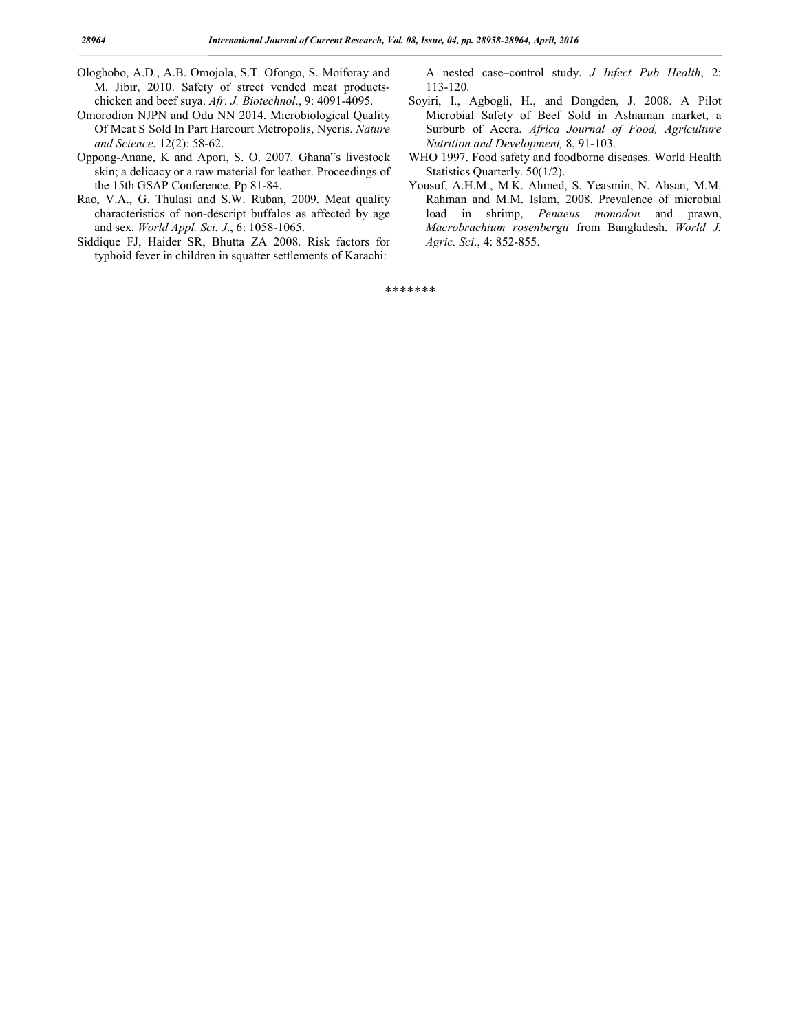Ologhobo, A.D., A.B. Omojola, S.T. Ofongo, S. Moiforay and M. Jibir, 2010. Safety of street vended meat products-chicken and beef suya. *Afr. J. Biotechnol*., 9: 4091-4095.

Omorodion NJPN and Odu NN 2014. Microbiological Quality Of Meat S Sold In Part Harcourt Metropolis, Nyeris. *Nature and Science*, 12(2): 58-62.

Oppong-Anane, K and Apori, S. O. 2007. Ghana‟s livestock skin; a delicacy or a raw material for leather. Proceedings of the 15th GSAP Conference. Pp 81-84.

Rao, V.A., G. Thulasi and S.W. Ruban, 2009. Meat quality characteristics of non-descript buffalos as affected by age and sex. *World Appl. Sci. J*., 6: 1058-1065.

Siddique FJ, Haider SR, Bhutta ZA 2008. Risk factors for typhoid fever in children in squatter settlements of Karachi: A nested case–control study. *J Infect Pub Health*, 2: 113-120.

Soyiri, I., Agbogli, H., and Dongden, J. 2008. A Pilot Microbial Safety of Beef Sold in Ashiaman market, a Surburb of Accra. *Africa Journal of Food, Agriculture Nutrition and Development,* 8, 91-103.

WHO 1997. Food safety and foodborne diseases. World Health Statistics Quarterly. 50(1/2).

Yousuf, A.H.M., M.K. Ahmed, S. Yeasmin, N. Ahsan, M.M. Rahman and M.M. Islam, 2008. Prevalence of microbial load in shrimp, *Penaeus monodon* and prawn, *Macrobrachium rosenbergii* from Bangladesh. *World J. Agric. Sci*., 4: 852-855.

*******